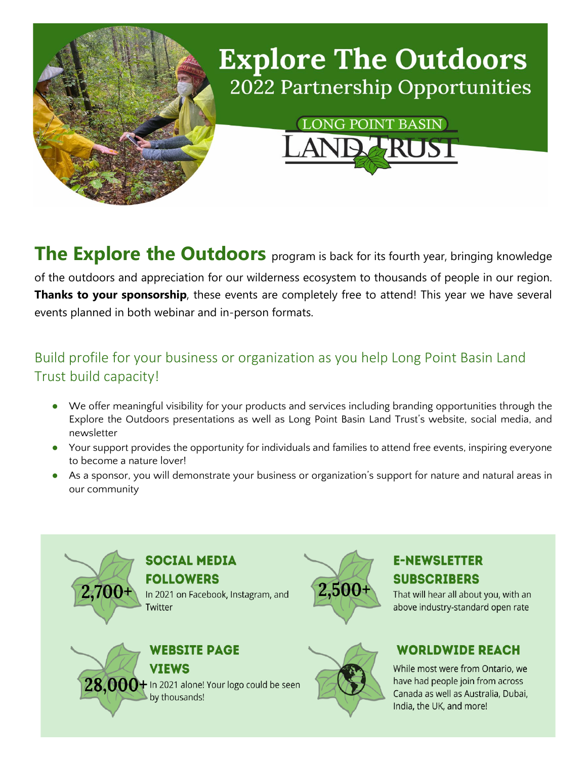# Explore The Outdoors

## 2022 Partnership Opportunities

LONG POINT BASIN LAND TRUST

**The Explore the Outdoors** program is back for its fourth year, bringing knowledge of the outdoors and appreciation for our wilderness ecosystem to thousands of people in our region. **Thanks to your sponsorship**, these events are completely free to attend! This year we have several events planned in both webinar and in-person formats.

## Build profile for your business or organization as you help Long Point Basin Land Trust build capacity!

- We offer meaningful visibility for your products and services including branding opportunities through the Explore the Outdoors presentations as well as Long Point Basin Land Trust's website, social media, and newsletter
- Your support provides the opportunity for individuals and families to attend free events, inspiring everyone to become a nature lover!
- As a sponsor, you will demonstrate your business or organization's support for nature and natural areas in our community

**2,700+**

### SOCIAL MEDIA FOLLOWERS

In 2021 on Facebook, Instagram, and Twitter

**2,500+**

### E-NEWSLETTER SUBSCRIBERS

That will hear all about you, with an above industry-standard open rate

**28,000+**

### WEBSITE PAGE VIEWS

In 2021 alone! Your logo could be seen by thousands!

### WORLDWIDE REACH

While most were from Ontario, we have had people join from across Canada as well as Australia, Dubai, India, the UK, and more!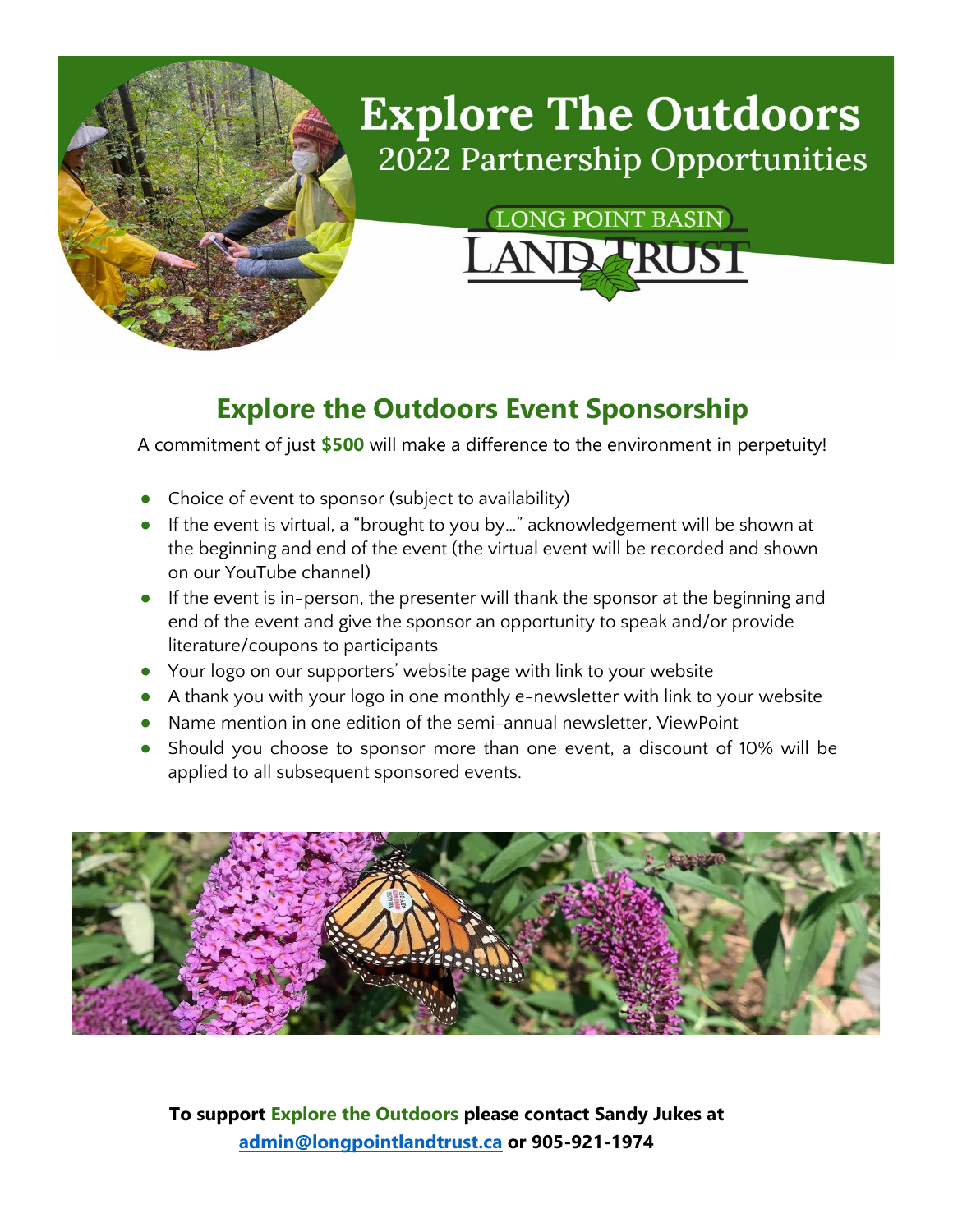# Explore The Outdoors

2022 Partnership Opportunities

LONG POINT BASIN LAND TRUST

## Explore the Outdoors Event Sponsorship

A commitment of just **$500** will make a difference to the environment in perpetuity!

- Choice of event to sponsor (subject to availability)
- If the event is virtual, a "brought to you by…" acknowledgement will be shown at the beginning and end of the event (the virtual event will be recorded and shown on our YouTube channel)
- If the event is in-person, the presenter will thank the sponsor at the beginning and end of the event and give the sponsor an opportunity to speak and/or provide literature/coupons to participants
- Your logo on our supporters' website page with link to your website
- A thank you with your logo in one monthly e-newsletter with link to your website
- Name mention in one edition of the semi-annual newsletter, ViewPoint
- Should you choose to sponsor more than one event, a discount of 10% will be applied to all subsequent sponsored events.

**To support Explore the Outdoors please contact Sandy Jukes at admin@longpointlandtrust.ca or 905-921-1974**